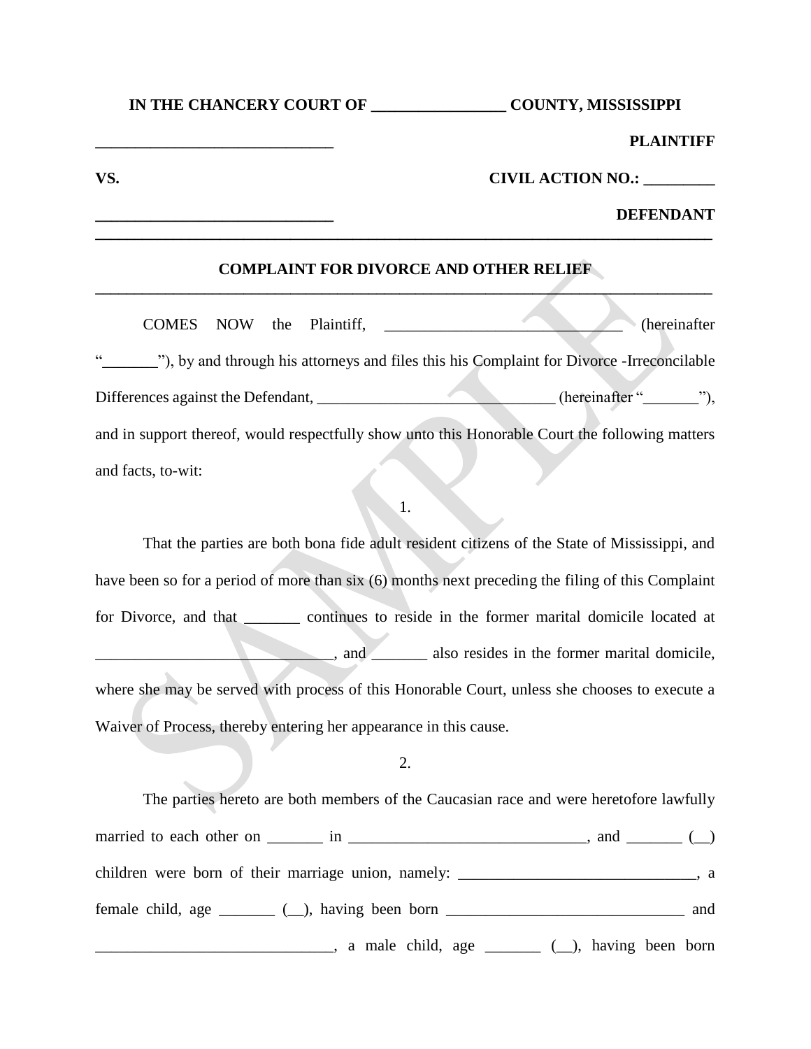**IN THE CHANCERY COURT OF _________________ COUNTY, MISSISSIPPI**

**______________________________ PLAINTIFF**

**VS. CIVIL ACTION NO.: _________**

**______________________________ DEFENDANT**

---

**COMPLAINT FOR DIVORCE AND OTHER RELIEF**

---

COMES NOW the Plaintiff, ______________________________ (hereinafter "_______"), by and through his attorneys and files this his Complaint for Divorce -Irreconcilable Differences against the Defendant, ______________________________ (hereinafter "_______"), and in support thereof, would respectfully show unto this Honorable Court the following matters and facts, to-wit:

1.

That the parties are both bona fide adult resident citizens of the State of Mississippi, and have been so for a period of more than six (6) months next preceding the filing of this Complaint for Divorce, and that _______ continues to reside in the former marital domicile located at ______________________________, and _______ also resides in the former marital domicile, where she may be served with process of this Honorable Court, unless she chooses to execute a Waiver of Process, thereby entering her appearance in this cause.

2.

The parties hereto are both members of the Caucasian race and were heretofore lawfully married to each other on _______ in ______________________________, and _______ (__) children were born of their marriage union, namely: ______________________________, a female child, age _______ (__), having been born ______________________________ and ______________________________, a male child, age _______ (__), having been born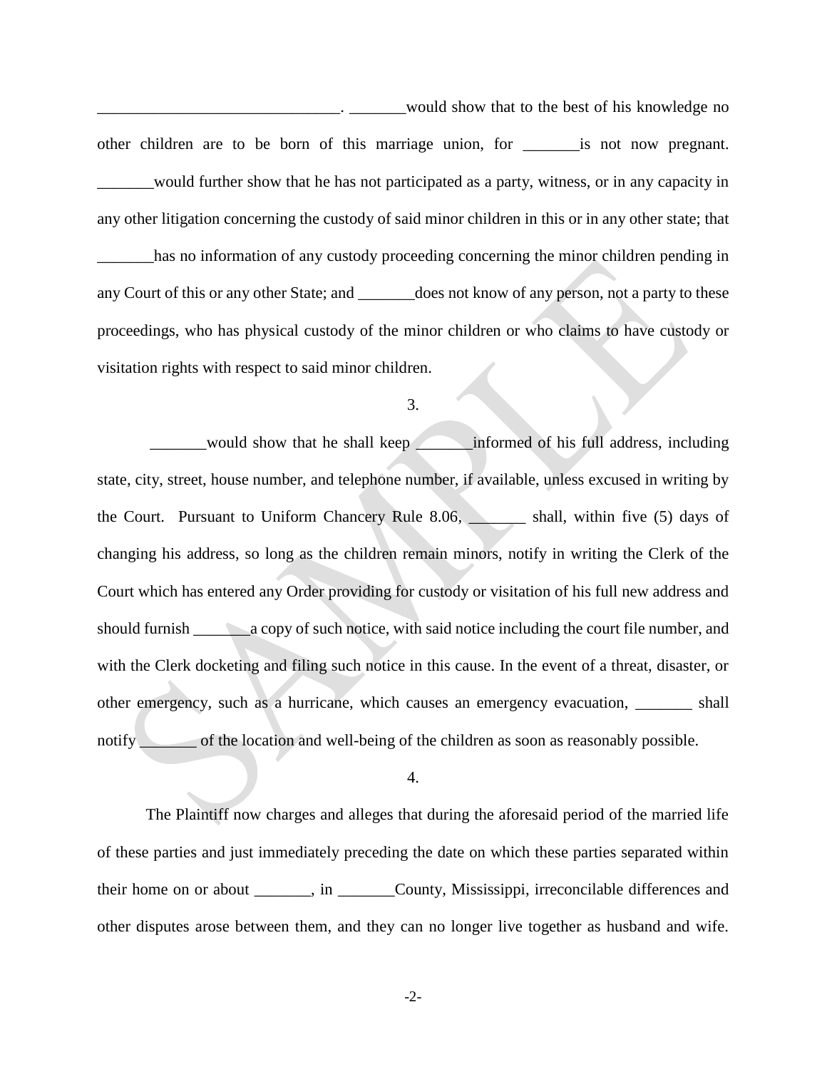______________________________. _______would show that to the best of his knowledge no other children are to be born of this marriage union, for _______is not now pregnant. _______would further show that he has not participated as a party, witness, or in any capacity in any other litigation concerning the custody of said minor children in this or in any other state; that _______has no information of any custody proceeding concerning the minor children pending in any Court of this or any other State; and _______does not know of any person, not a party to these proceedings, who has physical custody of the minor children or who claims to have custody or visitation rights with respect to said minor children.

3.

_______would show that he shall keep _______informed of his full address, including state, city, street, house number, and telephone number, if available, unless excused in writing by the Court. Pursuant to Uniform Chancery Rule 8.06, _______ shall, within five (5) days of changing his address, so long as the children remain minors, notify in writing the Clerk of the Court which has entered any Order providing for custody or visitation of his full new address and should furnish _______a copy of such notice, with said notice including the court file number, and with the Clerk docketing and filing such notice in this cause. In the event of a threat, disaster, or other emergency, such as a hurricane, which causes an emergency evacuation, _______ shall notify _______ of the location and well-being of the children as soon as reasonably possible.

4.

The Plaintiff now charges and alleges that during the aforesaid period of the married life of these parties and just immediately preceding the date on which these parties separated within their home on or about _______, in _______County, Mississippi, irreconcilable differences and other disputes arose between them, and they can no longer live together as husband and wife.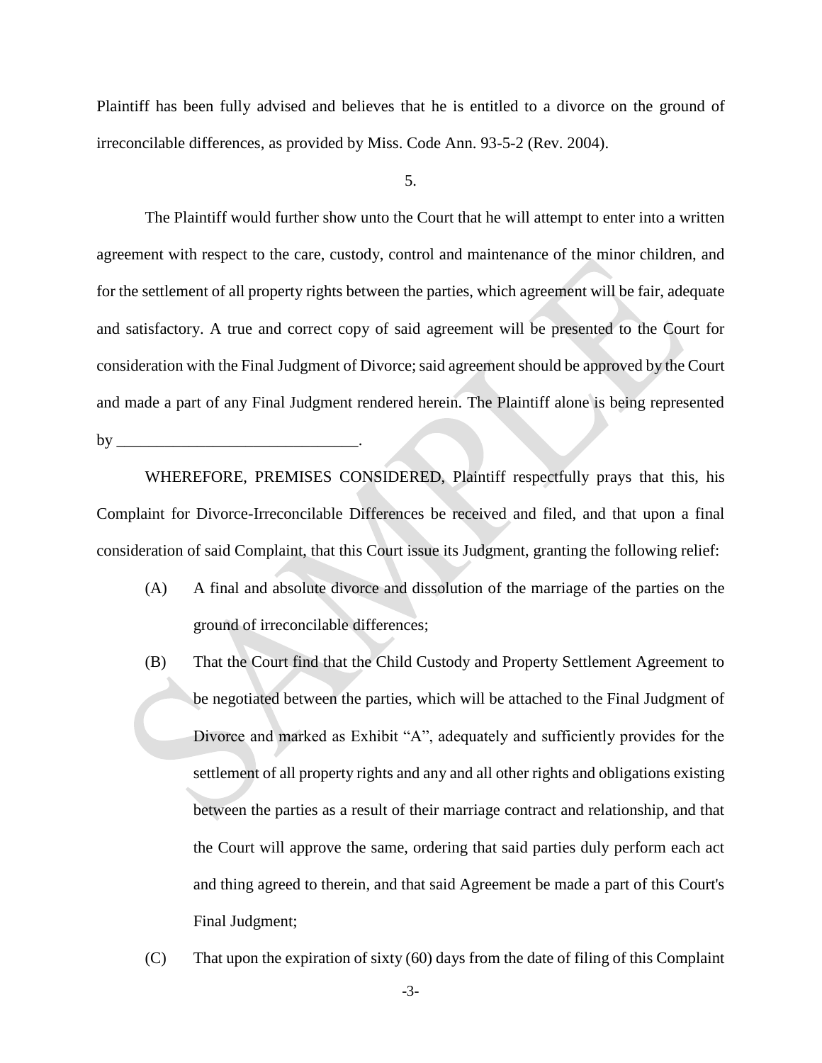Plaintiff has been fully advised and believes that he is entitled to a divorce on the ground of irreconcilable differences, as provided by Miss. Code Ann. 93-5-2 (Rev. 2004).

5.

The Plaintiff would further show unto the Court that he will attempt to enter into a written agreement with respect to the care, custody, control and maintenance of the minor children, and for the settlement of all property rights between the parties, which agreement will be fair, adequate and satisfactory. A true and correct copy of said agreement will be presented to the Court for consideration with the Final Judgment of Divorce; said agreement should be approved by the Court and made a part of any Final Judgment rendered herein. The Plaintiff alone is being represented by ______________________________.

WHEREFORE, PREMISES CONSIDERED, Plaintiff respectfully prays that this, his Complaint for Divorce-Irreconcilable Differences be received and filed, and that upon a final consideration of said Complaint, that this Court issue its Judgment, granting the following relief:

(A) A final and absolute divorce and dissolution of the marriage of the parties on the ground of irreconcilable differences;

(B) That the Court find that the Child Custody and Property Settlement Agreement to be negotiated between the parties, which will be attached to the Final Judgment of Divorce and marked as Exhibit "A", adequately and sufficiently provides for the settlement of all property rights and any and all other rights and obligations existing between the parties as a result of their marriage contract and relationship, and that the Court will approve the same, ordering that said parties duly perform each act and thing agreed to therein, and that said Agreement be made a part of this Court's Final Judgment;

(C) That upon the expiration of sixty (60) days from the date of filing of this Complaint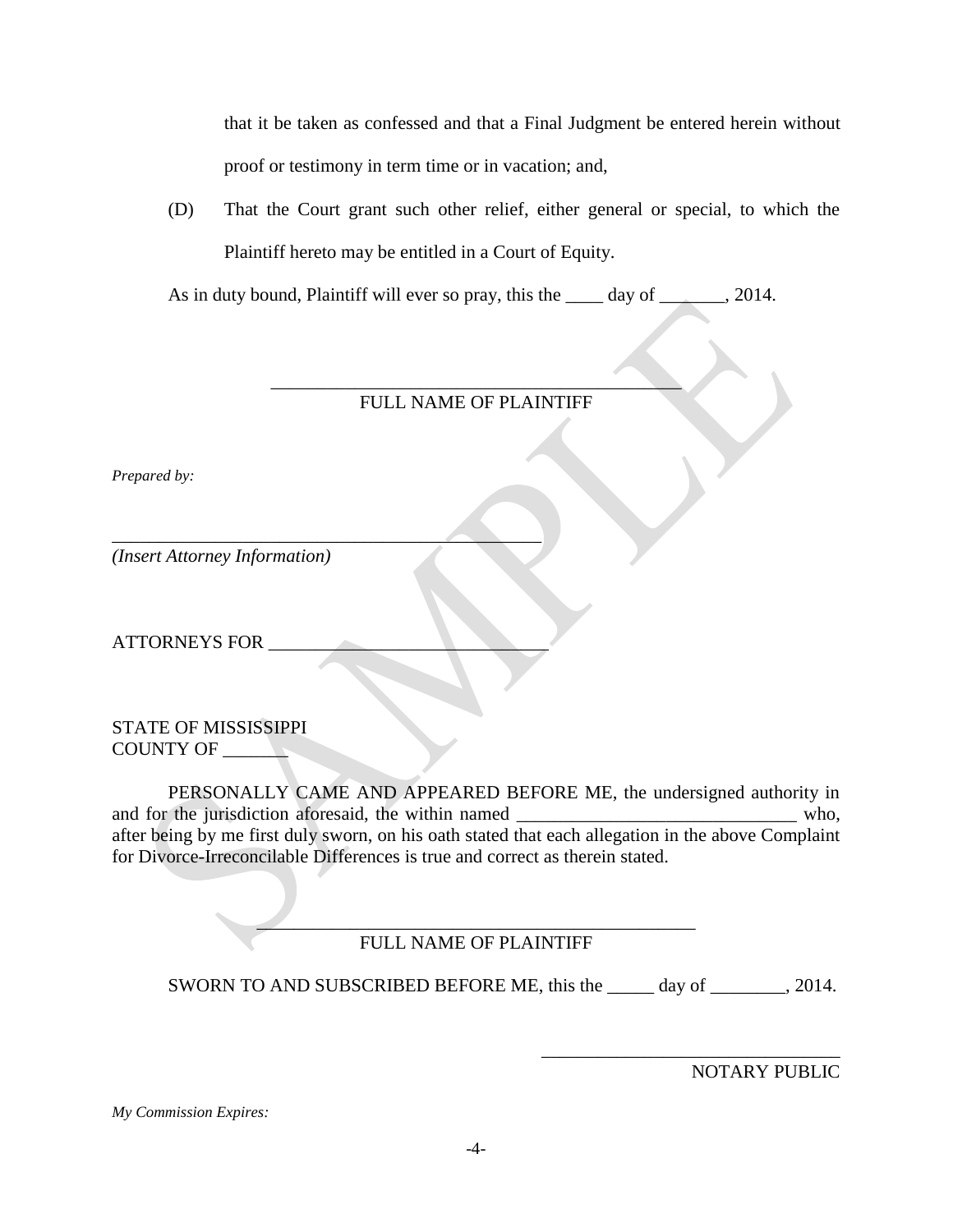that it be taken as confessed and that a Final Judgment be entered herein without proof or testimony in term time or in vacation; and,

(D) That the Court grant such other relief, either general or special, to which the Plaintiff hereto may be entitled in a Court of Equity.

As in duty bound, Plaintiff will ever so pray, this the ____ day of _______, 2014.

_____________________________________________
FULL NAME OF PLAINTIFF

*Prepared by:*

_______________________________________________
*(Insert Attorney Information)*

ATTORNEYS FOR ______________________________

STATE OF MISSISSIPPI
COUNTY OF _______

PERSONALLY CAME AND APPEARED BEFORE ME, the undersigned authority in and for the jurisdiction aforesaid, the within named ______________________________ who, after being by me first duly sworn, on his oath stated that each allegation in the above Complaint for Divorce-Irreconcilable Differences is true and correct as therein stated.

_______________________________________________
FULL NAME OF PLAINTIFF

SWORN TO AND SUBSCRIBED BEFORE ME, this the _____ day of ________, 2014.

_________________________________
NOTARY PUBLIC

*My Commission Expires:*